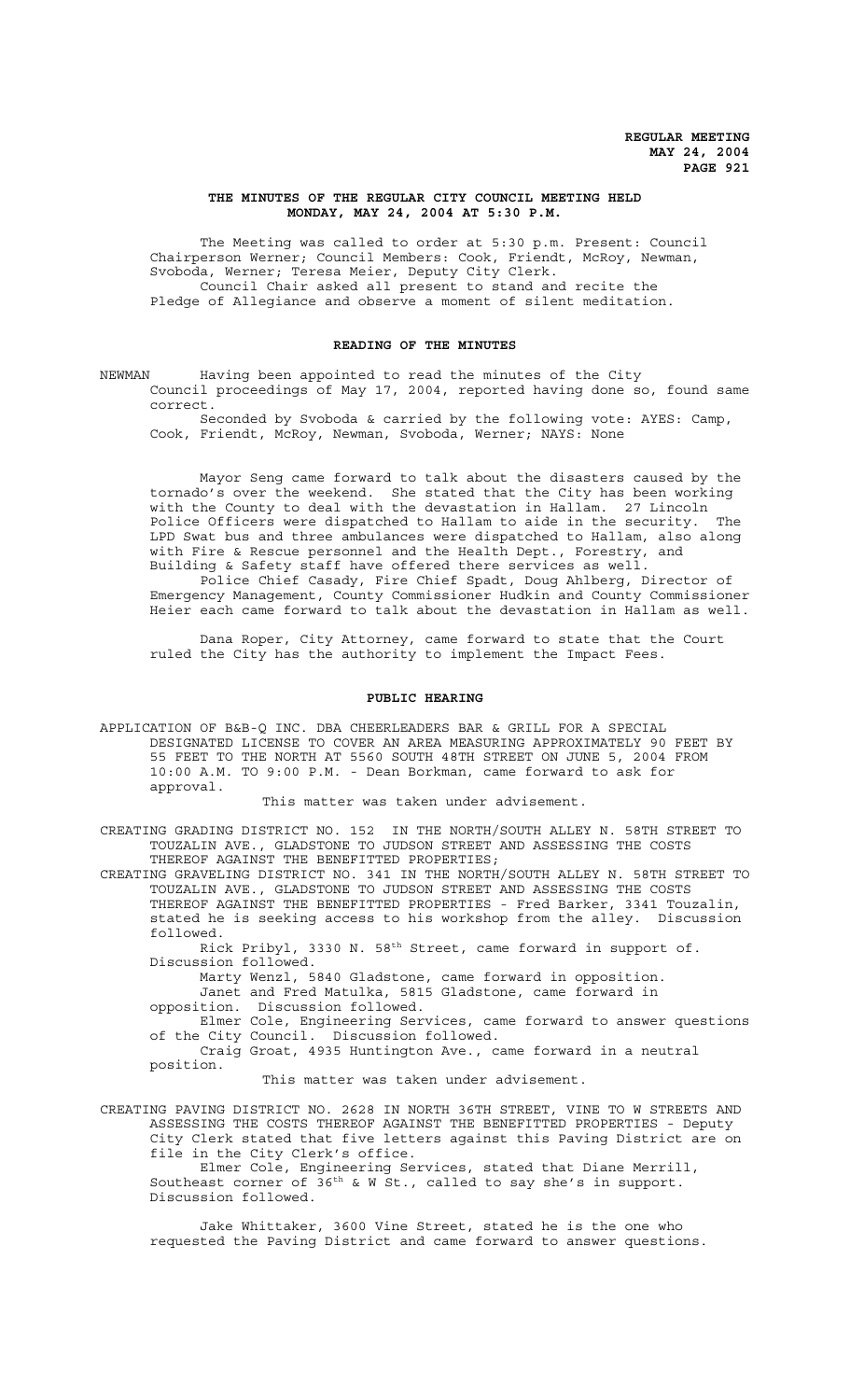**REGULAR MEETING**
**MAY 24, 2004**

## THE MINUTES OF THE REGULAR CITY COUNCIL MEETING HELD MONDAY, MAY 24, 2004 AT 5:30 P.M.

The Meeting was called to order at 5:30 p.m. Present: Council Chairperson Werner; Council Members: Cook, Friendt, McRoy, Newman, Svoboda, Werner; Teresa Meier, Deputy City Clerk.
Council Chair asked all present to stand and recite the Pledge of Allegiance and observe a moment of silent meditation.

## READING OF THE MINUTES

NEWMAN Having been appointed to read the minutes of the City Council proceedings of May 17, 2004, reported having done so, found same correct.
Seconded by Svoboda & carried by the following vote: AYES: Camp, Cook, Friendt, McRoy, Newman, Svoboda, Werner; NAYS: None

Mayor Seng came forward to talk about the disasters caused by the tornado's over the weekend. She stated that the City has been working with the County to deal with the devastation in Hallam. 27 Lincoln Police Officers were dispatched to Hallam to aide in the security. The LPD Swat bus and three ambulances were dispatched to Hallam, also along with Fire & Rescue personnel and the Health Dept., Forestry, and Building & Safety staff have offered there services as well.
Police Chief Casady, Fire Chief Spadt, Doug Ahlberg, Director of Emergency Management, County Commissioner Hudkin and County Commissioner Heier each came forward to talk about the devastation in Hallam as well.

Dana Roper, City Attorney, came forward to state that the Court ruled the City has the authority to implement the Impact Fees.

## PUBLIC HEARING

APPLICATION OF B&B-Q INC. DBA CHEERLEADERS BAR & GRILL FOR A SPECIAL DESIGNATED LICENSE TO COVER AN AREA MEASURING APPROXIMATELY 90 FEET BY 55 FEET TO THE NORTH AT 5560 SOUTH 48TH STREET ON JUNE 5, 2004 FROM 10:00 A.M. TO 9:00 P.M. - Dean Borkman, came forward to ask for approval.
This matter was taken under advisement.

CREATING GRADING DISTRICT NO. 152 IN THE NORTH/SOUTH ALLEY N. 58TH STREET TO TOUZALIN AVE., GLADSTONE TO JUDSON STREET AND ASSESSING THE COSTS THEREOF AGAINST THE BENEFITTED PROPERTIES;
CREATING GRAVELING DISTRICT NO. 341 IN THE NORTH/SOUTH ALLEY N. 58TH STREET TO TOUZALIN AVE., GLADSTONE TO JUDSON STREET AND ASSESSING THE COSTS THEREOF AGAINST THE BENEFITTED PROPERTIES - Fred Barker, 3341 Touzalin, stated he is seeking access to his workshop from the alley. Discussion followed.
Rick Pribyl, 3330 N. 58th Street, came forward in support of. Discussion followed.
Marty Wenzl, 5840 Gladstone, came forward in opposition.
Janet and Fred Matulka, 5815 Gladstone, came forward in opposition. Discussion followed.
Elmer Cole, Engineering Services, came forward to answer questions of the City Council. Discussion followed.
Craig Groat, 4935 Huntington Ave., came forward in a neutral position.
This matter was taken under advisement.

CREATING PAVING DISTRICT NO. 2628 IN NORTH 36TH STREET, VINE TO W STREETS AND ASSESSING THE COSTS THEREOF AGAINST THE BENEFITTED PROPERTIES - Deputy City Clerk stated that five letters against this Paving District are on file in the City Clerk's office.
Elmer Cole, Engineering Services, stated that Diane Merrill, Southeast corner of 36th & W St., called to say she's in support. Discussion followed.

Jake Whittaker, 3600 Vine Street, stated he is the one who requested the Paving District and came forward to answer questions.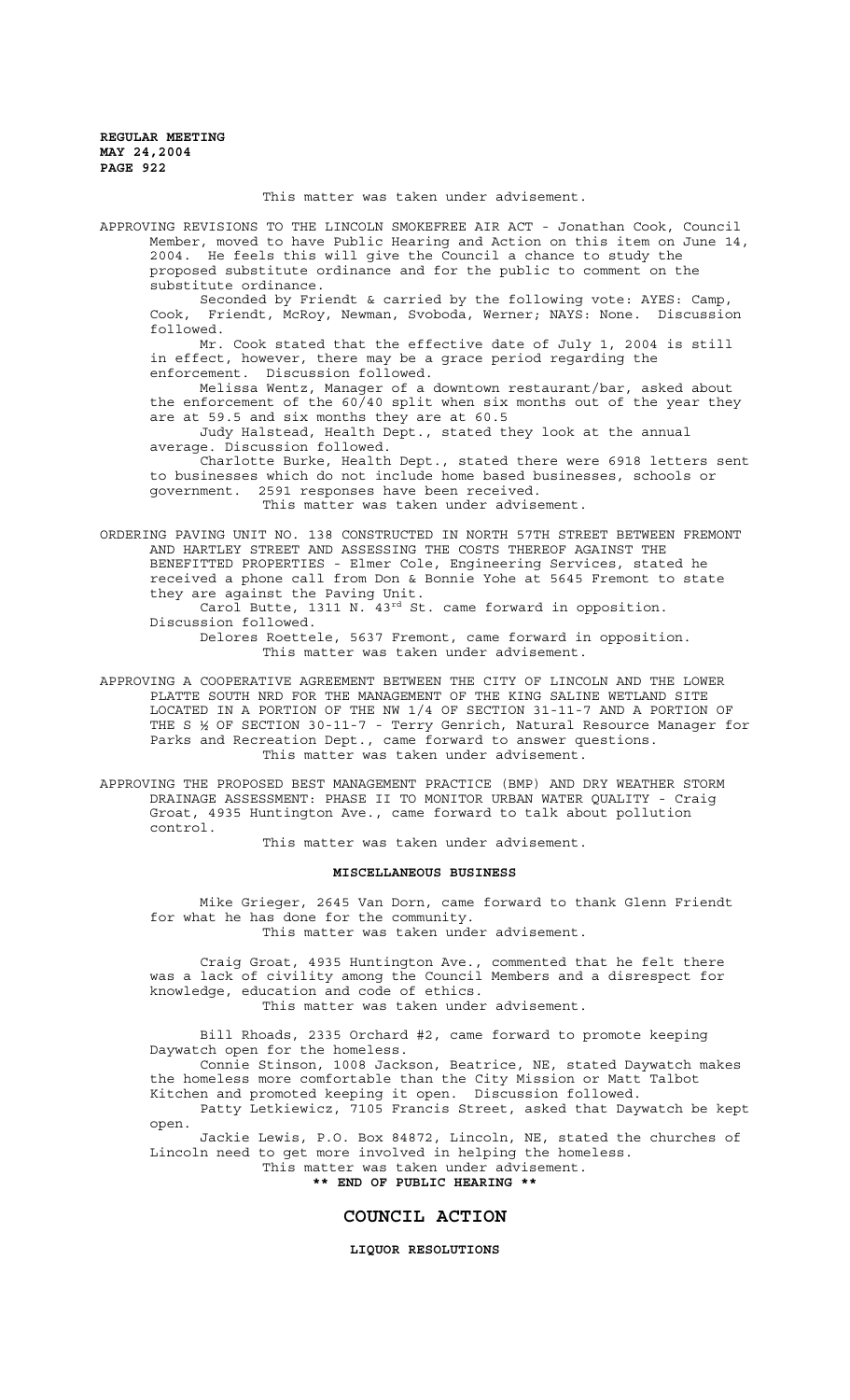This matter was taken under advisement.

APPROVING REVISIONS TO THE LINCOLN SMOKEFREE AIR ACT - Jonathan Cook, Council Member, moved to have Public Hearing and Action on this item on June 14, 2004. He feels this will give the Council a chance to study the proposed substitute ordinance and for the public to comment on the substitute ordinance.

Seconded by Friendt & carried by the following vote: AYES: Camp, Cook, Friendt, McRoy, Newman, Svoboda, Werner; NAYS: None. Discussion followed.

Mr. Cook stated that the effective date of July 1, 2004 is still in effect, however, there may be a grace period regarding the enforcement. Discussion followed.

Melissa Wentz, Manager of a downtown restaurant/bar, asked about the enforcement of the 60/40 split when six months out of the year they are at 59.5 and six months they are at 60.5

Judy Halstead, Health Dept., stated they look at the annual average. Discussion followed.

Charlotte Burke, Health Dept., stated there were 6918 letters sent to businesses which do not include home based businesses, schools or government. 2591 responses have been received.

This matter was taken under advisement.

ORDERING PAVING UNIT NO. 138 CONSTRUCTED IN NORTH 57TH STREET BETWEEN FREMONT AND HARTLEY STREET AND ASSESSING THE COSTS THEREOF AGAINST THE BENEFITTED PROPERTIES - Elmer Cole, Engineering Services, stated he received a phone call from Don & Bonnie Yohe at 5645 Fremont to state they are against the Paving Unit.

Carol Butte, 1311 N. 43rd St. came forward in opposition. Discussion followed.

Delores Roettele, 5637 Fremont, came forward in opposition.

This matter was taken under advisement.

APPROVING A COOPERATIVE AGREEMENT BETWEEN THE CITY OF LINCOLN AND THE LOWER PLATTE SOUTH NRD FOR THE MANAGEMENT OF THE KING SALINE WETLAND SITE LOCATED IN A PORTION OF THE NW 1/4 OF SECTION 31-11-7 AND A PORTION OF THE S ½ OF SECTION 30-11-7 - Terry Genrich, Natural Resource Manager for Parks and Recreation Dept., came forward to answer questions.

This matter was taken under advisement.

APPROVING THE PROPOSED BEST MANAGEMENT PRACTICE (BMP) AND DRY WEATHER STORM DRAINAGE ASSESSMENT: PHASE II TO MONITOR URBAN WATER QUALITY - Craig Groat, 4935 Huntington Ave., came forward to talk about pollution control.

This matter was taken under advisement.

## MISCELLANEOUS BUSINESS

Mike Grieger, 2645 Van Dorn, came forward to thank Glenn Friendt for what he has done for the community.

This matter was taken under advisement.

Craig Groat, 4935 Huntington Ave., commented that he felt there was a lack of civility among the Council Members and a disrespect for knowledge, education and code of ethics.

This matter was taken under advisement.

Bill Rhoads, 2335 Orchard #2, came forward to promote keeping Daywatch open for the homeless.

Connie Stinson, 1008 Jackson, Beatrice, NE, stated Daywatch makes the homeless more comfortable than the City Mission or Matt Talbot Kitchen and promoted keeping it open. Discussion followed.

Patty Letkiewicz, 7105 Francis Street, asked that Daywatch be kept open.

Jackie Lewis, P.O. Box 84872, Lincoln, NE, stated the churches of Lincoln need to get more involved in helping the homeless.

This matter was taken under advisement.

**\*\* END OF PUBLIC HEARING \*\***

# COUNCIL ACTION

## LIQUOR RESOLUTIONS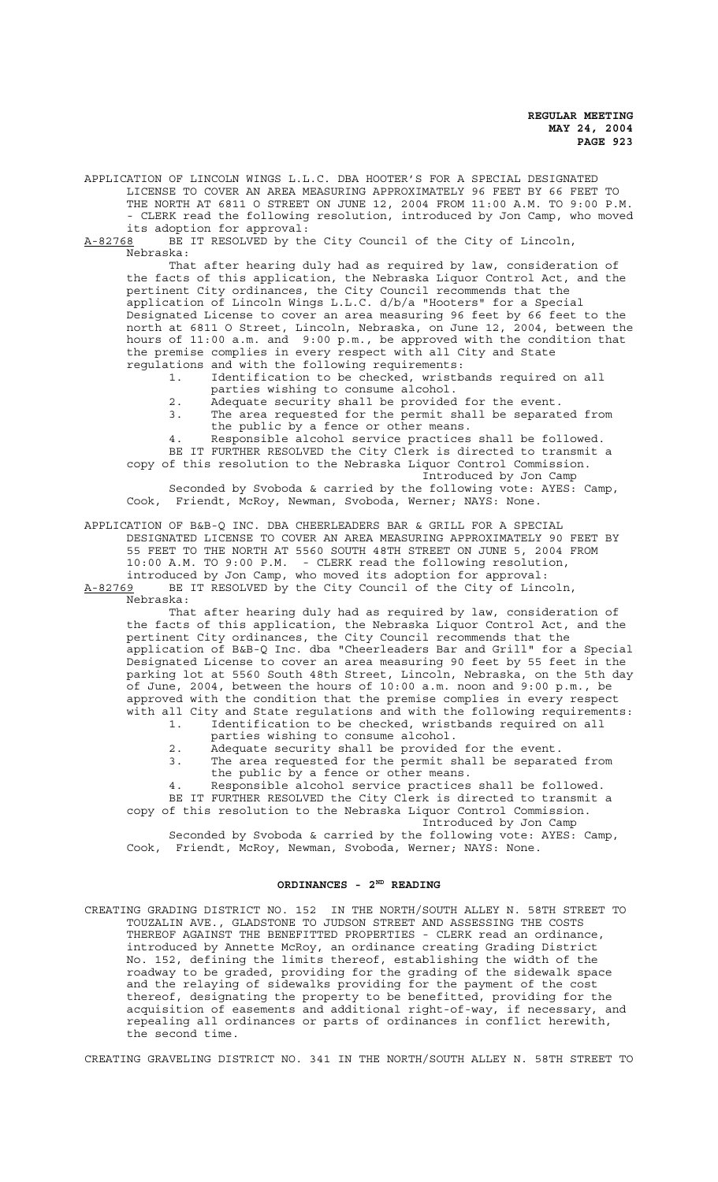APPLICATION OF LINCOLN WINGS L.L.C. DBA HOOTER'S FOR A SPECIAL DESIGNATED LICENSE TO COVER AN AREA MEASURING APPROXIMATELY 96 FEET BY 66 FEET TO THE NORTH AT 6811 O STREET ON JUNE 12, 2004 FROM 11:00 A.M. TO 9:00 P.M. - CLERK read the following resolution, introduced by Jon Camp, who moved its adoption for approval:

A-82768 BE IT RESOLVED by the City Council of the City of Lincoln, Nebraska:

That after hearing duly had as required by law, consideration of the facts of this application, the Nebraska Liquor Control Act, and the pertinent City ordinances, the City Council recommends that the application of Lincoln Wings L.L.C. d/b/a "Hooters" for a Special Designated License to cover an area measuring 96 feet by 66 feet to the north at 6811 O Street, Lincoln, Nebraska, on June 12, 2004, between the hours of 11:00 a.m. and 9:00 p.m., be approved with the condition that the premise complies in every respect with all City and State regulations and with the following requirements:

1. Identification to be checked, wristbands required on all parties wishing to consume alcohol.
2. Adequate security shall be provided for the event.
3. The area requested for the permit shall be separated from the public by a fence or other means.
4. Responsible alcohol service practices shall be followed.

BE IT FURTHER RESOLVED the City Clerk is directed to transmit a copy of this resolution to the Nebraska Liquor Control Commission.

Introduced by Jon Camp

Seconded by Svoboda & carried by the following vote: AYES: Camp, Cook, Friendt, McRoy, Newman, Svoboda, Werner; NAYS: None.

APPLICATION OF B&B-Q INC. DBA CHEERLEADERS BAR & GRILL FOR A SPECIAL DESIGNATED LICENSE TO COVER AN AREA MEASURING APPROXIMATELY 90 FEET BY 55 FEET TO THE NORTH AT 5560 SOUTH 48TH STREET ON JUNE 5, 2004 FROM 10:00 A.M. TO 9:00 P.M. - CLERK read the following resolution, introduced by Jon Camp, who moved its adoption for approval:

A-82769 BE IT RESOLVED by the City Council of the City of Lincoln, Nebraska:

That after hearing duly had as required by law, consideration of the facts of this application, the Nebraska Liquor Control Act, and the pertinent City ordinances, the City Council recommends that the application of B&B-Q Inc. dba "Cheerleaders Bar and Grill" for a Special Designated License to cover an area measuring 90 feet by 55 feet in the parking lot at 5560 South 48th Street, Lincoln, Nebraska, on the 5th day of June, 2004, between the hours of 10:00 a.m. noon and 9:00 p.m., be approved with the condition that the premise complies in every respect with all City and State regulations and with the following requirements:

1. Identification to be checked, wristbands required on all parties wishing to consume alcohol.
2. Adequate security shall be provided for the event.
3. The area requested for the permit shall be separated from the public by a fence or other means.
4. Responsible alcohol service practices shall be followed.

BE IT FURTHER RESOLVED the City Clerk is directed to transmit a copy of this resolution to the Nebraska Liquor Control Commission.

Introduced by Jon Camp

Seconded by Svoboda & carried by the following vote: AYES: Camp, Cook, Friendt, McRoy, Newman, Svoboda, Werner; NAYS: None.

## ORDINANCES - 2ND READING

CREATING GRADING DISTRICT NO. 152 IN THE NORTH/SOUTH ALLEY N. 58TH STREET TO TOUZALIN AVE., GLADSTONE TO JUDSON STREET AND ASSESSING THE COSTS THEREOF AGAINST THE BENEFITTED PROPERTIES - CLERK read an ordinance, introduced by Annette McRoy, an ordinance creating Grading District No. 152, defining the limits thereof, establishing the width of the roadway to be graded, providing for the grading of the sidewalk space and the relaying of sidewalks providing for the payment of the cost thereof, designating the property to be benefitted, providing for the acquisition of easements and additional right-of-way, if necessary, and repealing all ordinances or parts of ordinances in conflict herewith, the second time.

CREATING GRAVELING DISTRICT NO. 341 IN THE NORTH/SOUTH ALLEY N. 58TH STREET TO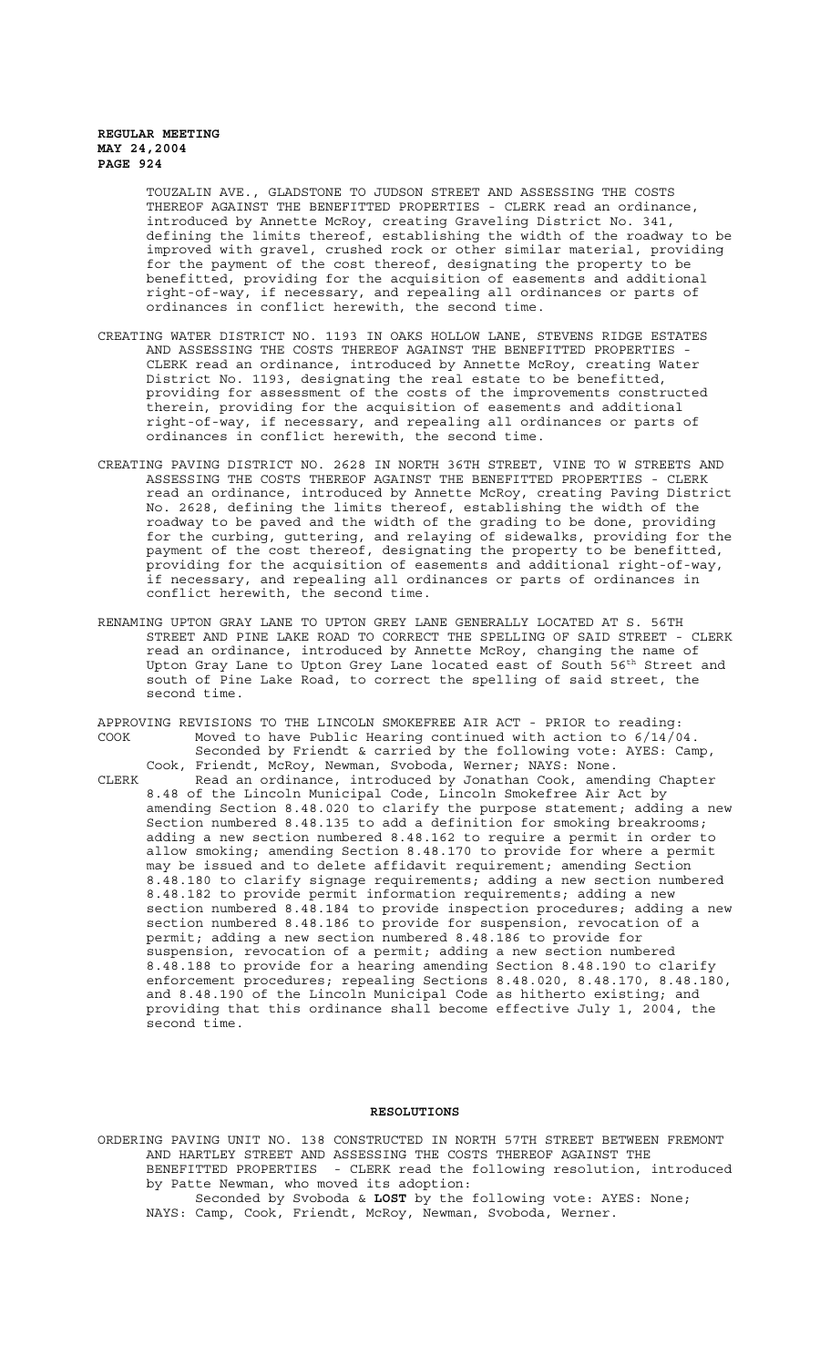TOUZALIN AVE., GLADSTONE TO JUDSON STREET AND ASSESSING THE COSTS THEREOF AGAINST THE BENEFITTED PROPERTIES - CLERK read an ordinance, introduced by Annette McRoy, creating Graveling District No. 341, defining the limits thereof, establishing the width of the roadway to be improved with gravel, crushed rock or other similar material, providing for the payment of the cost thereof, designating the property to be benefitted, providing for the acquisition of easements and additional right-of-way, if necessary, and repealing all ordinances or parts of ordinances in conflict herewith, the second time.

CREATING WATER DISTRICT NO. 1193 IN OAKS HOLLOW LANE, STEVENS RIDGE ESTATES AND ASSESSING THE COSTS THEREOF AGAINST THE BENEFITTED PROPERTIES - CLERK read an ordinance, introduced by Annette McRoy, creating Water District No. 1193, designating the real estate to be benefitted, providing for assessment of the costs of the improvements constructed therein, providing for the acquisition of easements and additional right-of-way, if necessary, and repealing all ordinances or parts of ordinances in conflict herewith, the second time.

CREATING PAVING DISTRICT NO. 2628 IN NORTH 36TH STREET, VINE TO W STREETS AND ASSESSING THE COSTS THEREOF AGAINST THE BENEFITTED PROPERTIES - CLERK read an ordinance, introduced by Annette McRoy, creating Paving District No. 2628, defining the limits thereof, establishing the width of the roadway to be paved and the width of the grading to be done, providing for the curbing, guttering, and relaying of sidewalks, providing for the payment of the cost thereof, designating the property to be benefitted, providing for the acquisition of easements and additional right-of-way, if necessary, and repealing all ordinances or parts of ordinances in conflict herewith, the second time.

RENAMING UPTON GRAY LANE TO UPTON GREY LANE GENERALLY LOCATED AT S. 56TH STREET AND PINE LAKE ROAD TO CORRECT THE SPELLING OF SAID STREET - CLERK read an ordinance, introduced by Annette McRoy, changing the name of Upton Gray Lane to Upton Grey Lane located east of South 56th Street and south of Pine Lake Road, to correct the spelling of said street, the second time.

APPROVING REVISIONS TO THE LINCOLN SMOKEFREE AIR ACT - PRIOR to reading:

COOK Moved to have Public Hearing continued with action to 6/14/04.
Seconded by Friendt & carried by the following vote: AYES: Camp, Cook, Friendt, McRoy, Newman, Svoboda, Werner; NAYS: None.

CLERK Read an ordinance, introduced by Jonathan Cook, amending Chapter 8.48 of the Lincoln Municipal Code, Lincoln Smokefree Air Act by amending Section 8.48.020 to clarify the purpose statement; adding a new Section numbered 8.48.135 to add a definition for smoking breakrooms; adding a new section numbered 8.48.162 to require a permit in order to allow smoking; amending Section 8.48.170 to provide for where a permit may be issued and to delete affidavit requirement; amending Section 8.48.180 to clarify signage requirements; adding a new section numbered 8.48.182 to provide permit information requirements; adding a new section numbered 8.48.184 to provide inspection procedures; adding a new section numbered 8.48.186 to provide for suspension, revocation of a permit; adding a new section numbered 8.48.186 to provide for suspension, revocation of a permit; adding a new section numbered 8.48.188 to provide for a hearing amending Section 8.48.190 to clarify enforcement procedures; repealing Sections 8.48.020, 8.48.170, 8.48.180, and 8.48.190 of the Lincoln Municipal Code as hitherto existing; and providing that this ordinance shall become effective July 1, 2004, the second time.

## RESOLUTIONS

ORDERING PAVING UNIT NO. 138 CONSTRUCTED IN NORTH 57TH STREET BETWEEN FREMONT AND HARTLEY STREET AND ASSESSING THE COSTS THEREOF AGAINST THE BENEFITTED PROPERTIES - CLERK read the following resolution, introduced by Patte Newman, who moved its adoption:
Seconded by Svoboda & **LOST** by the following vote: AYES: None; NAYS: Camp, Cook, Friendt, McRoy, Newman, Svoboda, Werner.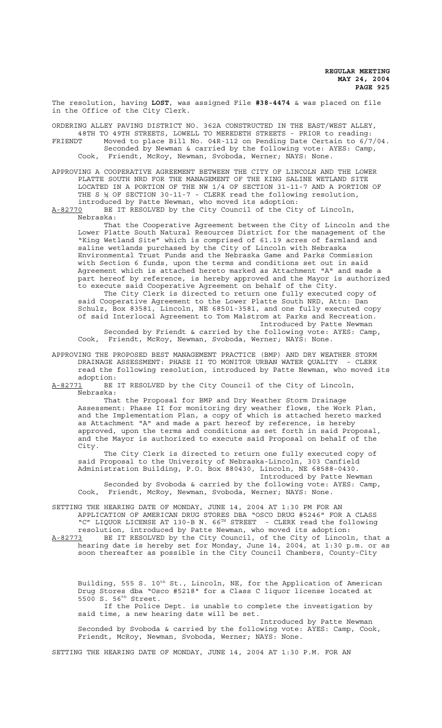The resolution, having **LOST**, was assigned File **#38-4474** & was placed on file in the Office of the City Clerk.

ORDERING ALLEY PAVING DISTRICT NO. 362A CONSTRUCTED IN THE EAST/WEST ALLEY, 48TH TO 49TH STREETS, LOWELL TO MEREDETH STREETS - PRIOR to reading:

FRIENDT Moved to place Bill No. 04R-112 on Pending Date Certain to 6/7/04.

Seconded by Newman & carried by the following vote: AYES: Camp, Cook, Friendt, McRoy, Newman, Svoboda, Werner; NAYS: None.

APPROVING A COOPERATIVE AGREEMENT BETWEEN THE CITY OF LINCOLN AND THE LOWER PLATTE SOUTH NRD FOR THE MANAGEMENT OF THE KING SALINE WETLAND SITE LOCATED IN A PORTION OF THE NW 1/4 OF SECTION 31-11-7 AND A PORTION OF THE S ½ OF SECTION 30-11-7 - CLERK read the following resolution, introduced by Patte Newman, who moved its adoption:

A-82770 BE IT RESOLVED by the City Council of the City of Lincoln, Nebraska:

That the Cooperative Agreement between the City of Lincoln and the Lower Platte South Natural Resources District for the management of the "King Wetland Site" which is comprised of 61.19 acres of farmland and saline wetlands purchased by the City of Lincoln with Nebraska Environmental Trust Funds and the Nebraska Game and Parks Commission with Section 6 funds, upon the terms and conditions set out in said Agreement which is attached hereto marked as Attachment "A" and made a part hereof by reference, is hereby approved and the Mayor is authorized to execute said Cooperative Agreement on behalf of the City.

The City Clerk is directed to return one fully executed copy of said Cooperative Agreement to the Lower Platte South NRD, Attn: Dan Schulz, Box 83581, Lincoln, NE 68501-3581, and one fully executed copy of said Interlocal Agreement to Tom Malstrom at Parks and Recreation.

Introduced by Patte Newman

Seconded by Friendt & carried by the following vote: AYES: Camp, Cook, Friendt, McRoy, Newman, Svoboda, Werner; NAYS: None.

APPROVING THE PROPOSED BEST MANAGEMENT PRACTICE (BMP) AND DRY WEATHER STORM DRAINAGE ASSESSMENT: PHASE II TO MONITOR URBAN WATER QUALITY - CLERK read the following resolution, introduced by Patte Newman, who moved its adoption:

A-82771 BE IT RESOLVED by the City Council of the City of Lincoln, Nebraska:

That the Proposal for BMP and Dry Weather Storm Drainage Assessment: Phase II for monitoring dry weather flows, the Work Plan, and the Implementation Plan, a copy of which is attached hereto marked as Attachment "A" and made a part hereof by reference, is hereby approved, upon the terms and conditions as set forth in said Proposal, and the Mayor is authorized to execute said Proposal on behalf of the City.

The City Clerk is directed to return one fully executed copy of said Proposal to the University of Nebraska-Lincoln, 303 Canfield Administration Building, P.O. Box 880430, Lincoln, NE 68588-0430.

Introduced by Patte Newman

Seconded by Svoboda & carried by the following vote: AYES: Camp, Cook, Friendt, McRoy, Newman, Svoboda, Werner; NAYS: None.

SETTING THE HEARING DATE OF MONDAY, JUNE 14, 2004 AT 1:30 PM FOR AN APPLICATION OF AMERICAN DRUG STORES DBA "OSCO DRUG #5246" FOR A CLASS "C" LIQUOR LICENSE AT 130-B N. 66TH STREET - CLERK read the following resolution, introduced by Patte Newman, who moved its adoption:

A-82773 BE IT RESOLVED by the City Council, of the City of Lincoln, that a hearing date is hereby set for Monday, June 14, 2004, at 1:30 p.m. or as soon thereafter as possible in the City Council Chambers, County-City Building, 555 S. 10th St., Lincoln, NE, for the Application of American Drug Stores dba "Osco #5218" for a Class C liquor license located at 5500 S. 56th Street.

If the Police Dept. is unable to complete the investigation by said time, a new hearing date will be set.

Introduced by Patte Newman

Seconded by Svoboda & carried by the following vote: AYES: Camp, Cook, Friendt, McRoy, Newman, Svoboda, Werner; NAYS: None.

SETTING THE HEARING DATE OF MONDAY, JUNE 14, 2004 AT 1:30 P.M. FOR AN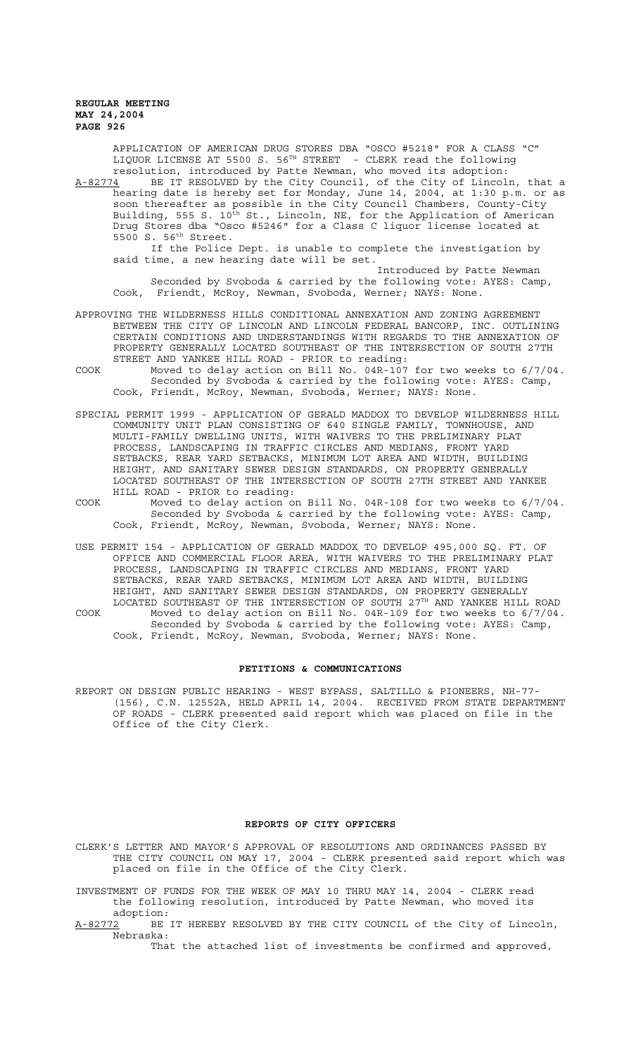APPLICATION OF AMERICAN DRUG STORES DBA "OSCO #5218" FOR A CLASS "C" LIQUOR LICENSE AT 5500 S. 56TH STREET - CLERK read the following resolution, introduced by Patte Newman, who moved its adoption:

A-82774 BE IT RESOLVED by the City Council, of the City of Lincoln, that a hearing date is hereby set for Monday, June 14, 2004, at 1:30 p.m. or as soon thereafter as possible in the City Council Chambers, County-City Building, 555 S. 10th St., Lincoln, NE, for the Application of American Drug Stores dba "Osco #5246" for a Class C liquor license located at 5500 S. 56th Street.

If the Police Dept. is unable to complete the investigation by said time, a new hearing date will be set.

Introduced by Patte Newman

Seconded by Svoboda & carried by the following vote: AYES: Camp, Cook, Friendt, McRoy, Newman, Svoboda, Werner; NAYS: None.

APPROVING THE WILDERNESS HILLS CONDITIONAL ANNEXATION AND ZONING AGREEMENT BETWEEN THE CITY OF LINCOLN AND LINCOLN FEDERAL BANCORP, INC. OUTLINING CERTAIN CONDITIONS AND UNDERSTANDINGS WITH REGARDS TO THE ANNEXATION OF PROPERTY GENERALLY LOCATED SOUTHEAST OF THE INTERSECTION OF SOUTH 27TH STREET AND YANKEE HILL ROAD - PRIOR to reading:

COOK Moved to delay action on Bill No. 04R-107 for two weeks to 6/7/04. Seconded by Svoboda & carried by the following vote: AYES: Camp, Cook, Friendt, McRoy, Newman, Svoboda, Werner; NAYS: None.

SPECIAL PERMIT 1999 - APPLICATION OF GERALD MADDOX TO DEVELOP WILDERNESS HILL COMMUNITY UNIT PLAN CONSISTING OF 640 SINGLE FAMILY, TOWNHOUSE, AND MULTI-FAMILY DWELLING UNITS, WITH WAIVERS TO THE PRELIMINARY PLAT PROCESS, LANDSCAPING IN TRAFFIC CIRCLES AND MEDIANS, FRONT YARD SETBACKS, REAR YARD SETBACKS, MINIMUM LOT AREA AND WIDTH, BUILDING HEIGHT, AND SANITARY SEWER DESIGN STANDARDS, ON PROPERTY GENERALLY LOCATED SOUTHEAST OF THE INTERSECTION OF SOUTH 27TH STREET AND YANKEE HILL ROAD - PRIOR to reading:

COOK Moved to delay action on Bill No. 04R-108 for two weeks to 6/7/04. Seconded by Svoboda & carried by the following vote: AYES: Camp, Cook, Friendt, McRoy, Newman, Svoboda, Werner; NAYS: None.

USE PERMIT 154 - APPLICATION OF GERALD MADDOX TO DEVELOP 495,000 SQ. FT. OF OFFICE AND COMMERCIAL FLOOR AREA, WITH WAIVERS TO THE PRELIMINARY PLAT PROCESS, LANDSCAPING IN TRAFFIC CIRCLES AND MEDIANS, FRONT YARD SETBACKS, REAR YARD SETBACKS, MINIMUM LOT AREA AND WIDTH, BUILDING HEIGHT, AND SANITARY SEWER DESIGN STANDARDS, ON PROPERTY GENERALLY LOCATED SOUTHEAST OF THE INTERSECTION OF SOUTH 27TH AND YANKEE HILL ROAD

COOK Moved to delay action on Bill No. 04R-109 for two weeks to 6/7/04. Seconded by Svoboda & carried by the following vote: AYES: Camp, Cook, Friendt, McRoy, Newman, Svoboda, Werner; NAYS: None.

## PETITIONS & COMMUNICATIONS

REPORT ON DESIGN PUBLIC HEARING - WEST BYPASS, SALTILLO & PIONEERS, NH-77-(156), C.N. 12552A, HELD APRIL 14, 2004. RECEIVED FROM STATE DEPARTMENT OF ROADS - CLERK presented said report which was placed on file in the Office of the City Clerk.

## REPORTS OF CITY OFFICERS

CLERK'S LETTER AND MAYOR'S APPROVAL OF RESOLUTIONS AND ORDINANCES PASSED BY THE CITY COUNCIL ON MAY 17, 2004 - CLERK presented said report which was placed on file in the Office of the City Clerk.

INVESTMENT OF FUNDS FOR THE WEEK OF MAY 10 THRU MAY 14, 2004 - CLERK read the following resolution, introduced by Patte Newman, who moved its adoption:

A-82772 BE IT HEREBY RESOLVED BY THE CITY COUNCIL of the City of Lincoln, Nebraska:

That the attached list of investments be confirmed and approved,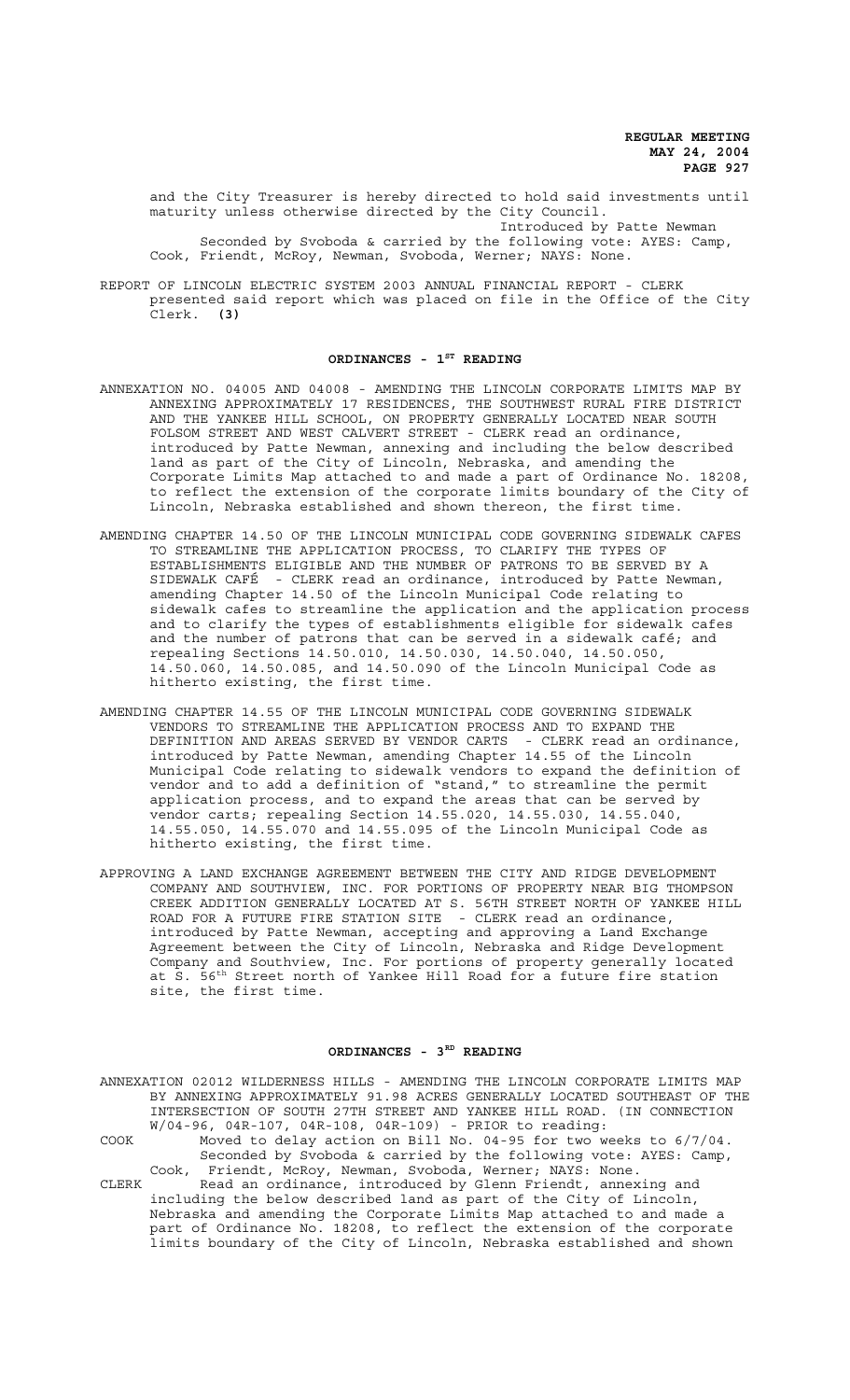and the City Treasurer is hereby directed to hold said investments until maturity unless otherwise directed by the City Council.

Introduced by Patte Newman

Seconded by Svoboda & carried by the following vote: AYES: Camp, Cook, Friendt, McRoy, Newman, Svoboda, Werner; NAYS: None.

REPORT OF LINCOLN ELECTRIC SYSTEM 2003 ANNUAL FINANCIAL REPORT - CLERK presented said report which was placed on file in the Office of the City Clerk. **(3)**

## ORDINANCES - 1ST READING

ANNEXATION NO. 04005 AND 04008 - AMENDING THE LINCOLN CORPORATE LIMITS MAP BY ANNEXING APPROXIMATELY 17 RESIDENCES, THE SOUTHWEST RURAL FIRE DISTRICT AND THE YANKEE HILL SCHOOL, ON PROPERTY GENERALLY LOCATED NEAR SOUTH FOLSOM STREET AND WEST CALVERT STREET - CLERK read an ordinance, introduced by Patte Newman, annexing and including the below described land as part of the City of Lincoln, Nebraska, and amending the Corporate Limits Map attached to and made a part of Ordinance No. 18208, to reflect the extension of the corporate limits boundary of the City of Lincoln, Nebraska established and shown thereon, the first time.

AMENDING CHAPTER 14.50 OF THE LINCOLN MUNICIPAL CODE GOVERNING SIDEWALK CAFES TO STREAMLINE THE APPLICATION PROCESS, TO CLARIFY THE TYPES OF ESTABLISHMENTS ELIGIBLE AND THE NUMBER OF PATRONS TO BE SERVED BY A SIDEWALK CAFÉ - CLERK read an ordinance, introduced by Patte Newman, amending Chapter 14.50 of the Lincoln Municipal Code relating to sidewalk cafes to streamline the application and the application process and to clarify the types of establishments eligible for sidewalk cafes and the number of patrons that can be served in a sidewalk café; and repealing Sections 14.50.010, 14.50.030, 14.50.040, 14.50.050, 14.50.060, 14.50.085, and 14.50.090 of the Lincoln Municipal Code as hitherto existing, the first time.

AMENDING CHAPTER 14.55 OF THE LINCOLN MUNICIPAL CODE GOVERNING SIDEWALK VENDORS TO STREAMLINE THE APPLICATION PROCESS AND TO EXPAND THE DEFINITION AND AREAS SERVED BY VENDOR CARTS - CLERK read an ordinance, introduced by Patte Newman, amending Chapter 14.55 of the Lincoln Municipal Code relating to sidewalk vendors to expand the definition of vendor and to add a definition of "stand," to streamline the permit application process, and to expand the areas that can be served by vendor carts; repealing Section 14.55.020, 14.55.030, 14.55.040, 14.55.050, 14.55.070 and 14.55.095 of the Lincoln Municipal Code as hitherto existing, the first time.

APPROVING A LAND EXCHANGE AGREEMENT BETWEEN THE CITY AND RIDGE DEVELOPMENT COMPANY AND SOUTHVIEW, INC. FOR PORTIONS OF PROPERTY NEAR BIG THOMPSON CREEK ADDITION GENERALLY LOCATED AT S. 56TH STREET NORTH OF YANKEE HILL ROAD FOR A FUTURE FIRE STATION SITE - CLERK read an ordinance, introduced by Patte Newman, accepting and approving a Land Exchange Agreement between the City of Lincoln, Nebraska and Ridge Development Company and Southview, Inc. For portions of property generally located at S. 56th Street north of Yankee Hill Road for a future fire station site, the first time.

## ORDINANCES - 3RD READING

ANNEXATION 02012 WILDERNESS HILLS - AMENDING THE LINCOLN CORPORATE LIMITS MAP BY ANNEXING APPROXIMATELY 91.98 ACRES GENERALLY LOCATED SOUTHEAST OF THE INTERSECTION OF SOUTH 27TH STREET AND YANKEE HILL ROAD. (IN CONNECTION W/04-96, 04R-107, 04R-108, 04R-109) - PRIOR to reading:

COOK Moved to delay action on Bill No. 04-95 for two weeks to 6/7/04.

Seconded by Svoboda & carried by the following vote: AYES: Camp, Cook, Friendt, McRoy, Newman, Svoboda, Werner; NAYS: None.

CLERK Read an ordinance, introduced by Glenn Friendt, annexing and including the below described land as part of the City of Lincoln, Nebraska and amending the Corporate Limits Map attached to and made a part of Ordinance No. 18208, to reflect the extension of the corporate limits boundary of the City of Lincoln, Nebraska established and shown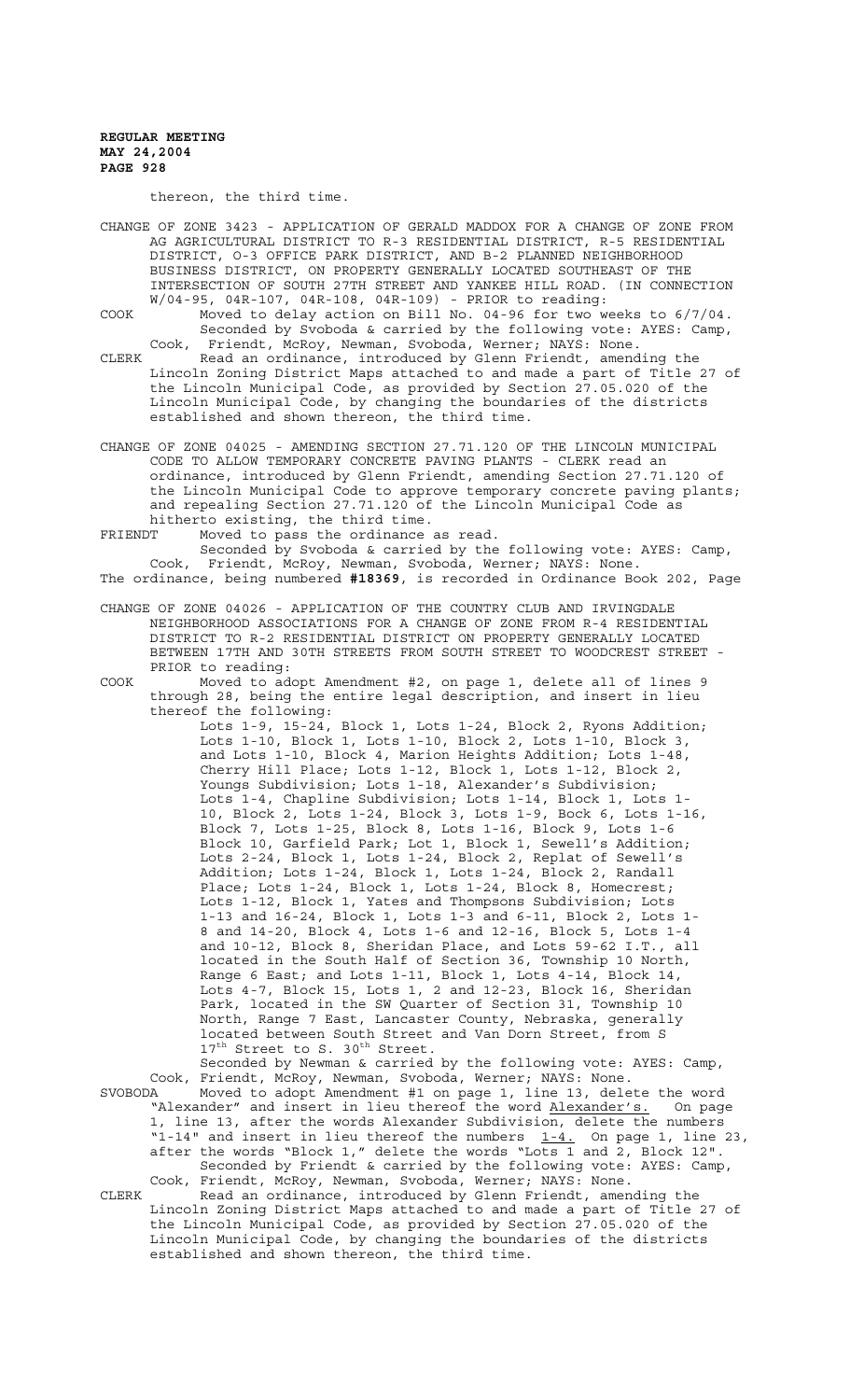thereon, the third time.

CHANGE OF ZONE 3423 - APPLICATION OF GERALD MADDOX FOR A CHANGE OF ZONE FROM AG AGRICULTURAL DISTRICT TO R-3 RESIDENTIAL DISTRICT, R-5 RESIDENTIAL DISTRICT, O-3 OFFICE PARK DISTRICT, AND B-2 PLANNED NEIGHBORHOOD BUSINESS DISTRICT, ON PROPERTY GENERALLY LOCATED SOUTHEAST OF THE INTERSECTION OF SOUTH 27TH STREET AND YANKEE HILL ROAD. (IN CONNECTION W/04-95, 04R-107, 04R-108, 04R-109) - PRIOR to reading:

COOK Moved to delay action on Bill No. 04-96 for two weeks to 6/7/04.
Seconded by Svoboda & carried by the following vote: AYES: Camp, Cook, Friendt, McRoy, Newman, Svoboda, Werner; NAYS: None.

CLERK Read an ordinance, introduced by Glenn Friendt, amending the Lincoln Zoning District Maps attached to and made a part of Title 27 of the Lincoln Municipal Code, as provided by Section 27.05.020 of the Lincoln Municipal Code, by changing the boundaries of the districts established and shown thereon, the third time.

CHANGE OF ZONE 04025 - AMENDING SECTION 27.71.120 OF THE LINCOLN MUNICIPAL CODE TO ALLOW TEMPORARY CONCRETE PAVING PLANTS - CLERK read an ordinance, introduced by Glenn Friendt, amending Section 27.71.120 of the Lincoln Municipal Code to approve temporary concrete paving plants; and repealing Section 27.71.120 of the Lincoln Municipal Code as hitherto existing, the third time.

FRIENDT Moved to pass the ordinance as read.
Seconded by Svoboda & carried by the following vote: AYES: Camp, Cook, Friendt, McRoy, Newman, Svoboda, Werner; NAYS: None.

The ordinance, being numbered **#18369**, is recorded in Ordinance Book 202, Page

CHANGE OF ZONE 04026 - APPLICATION OF THE COUNTRY CLUB AND IRVINGDALE NEIGHBORHOOD ASSOCIATIONS FOR A CHANGE OF ZONE FROM R-4 RESIDENTIAL DISTRICT TO R-2 RESIDENTIAL DISTRICT ON PROPERTY GENERALLY LOCATED BETWEEN 17TH AND 30TH STREETS FROM SOUTH STREET TO WOODCREST STREET - PRIOR to reading:

COOK Moved to adopt Amendment #2, on page 1, delete all of lines 9 through 28, being the entire legal description, and insert in lieu thereof the following:

Lots 1-9, 15-24, Block 1, Lots 1-24, Block 2, Ryons Addition; Lots 1-10, Block 1, Lots 1-10, Block 2, Lots 1-10, Block 3, and Lots 1-10, Block 4, Marion Heights Addition; Lots 1-48, Cherry Hill Place; Lots 1-12, Block 1, Lots 1-12, Block 2, Youngs Subdivision; Lots 1-18, Alexander's Subdivision; Lots 1-4, Chapline Subdivision; Lots 1-14, Block 1, Lots 1-10, Block 2, Lots 1-24, Block 3, Lots 1-9, Bock 6, Lots 1-16, Block 7, Lots 1-25, Block 8, Lots 1-16, Block 9, Lots 1-6 Block 10, Garfield Park; Lot 1, Block 1, Sewell's Addition; Lots 2-24, Block 1, Lots 1-24, Block 2, Replat of Sewell's Addition; Lots 1-24, Block 1, Lots 1-24, Block 2, Randall Place; Lots 1-24, Block 1, Lots 1-24, Block 8, Homecrest; Lots 1-12, Block 1, Yates and Thompsons Subdivision; Lots 1-13 and 16-24, Block 1, Lots 1-3 and 6-11, Block 2, Lots 1-8 and 14-20, Block 4, Lots 1-6 and 12-16, Block 5, Lots 1-4 and 10-12, Block 8, Sheridan Place, and Lots 59-62 I.T., all located in the South Half of Section 36, Township 10 North, Range 6 East; and Lots 1-11, Block 1, Lots 4-14, Block 14, Lots 4-7, Block 15, Lots 1, 2 and 12-23, Block 16, Sheridan Park, located in the SW Quarter of Section 31, Township 10 North, Range 7 East, Lancaster County, Nebraska, generally located between South Street and Van Dorn Street, from S 17th Street to S. 30th Street.

Seconded by Newman & carried by the following vote: AYES: Camp, Cook, Friendt, McRoy, Newman, Svoboda, Werner; NAYS: None.

SVOBODA Moved to adopt Amendment #1 on page 1, line 13, delete the word "Alexander" and insert in lieu thereof the word Alexander's. On page 1, line 13, after the words Alexander Subdivision, delete the numbers "1-14" and insert in lieu thereof the numbers 1-4. On page 1, line 23, after the words "Block 1," delete the words "Lots 1 and 2, Block 12".
Seconded by Friendt & carried by the following vote: AYES: Camp, Cook, Friendt, McRoy, Newman, Svoboda, Werner; NAYS: None.

CLERK Read an ordinance, introduced by Glenn Friendt, amending the Lincoln Zoning District Maps attached to and made a part of Title 27 of the Lincoln Municipal Code, as provided by Section 27.05.020 of the Lincoln Municipal Code, by changing the boundaries of the districts established and shown thereon, the third time.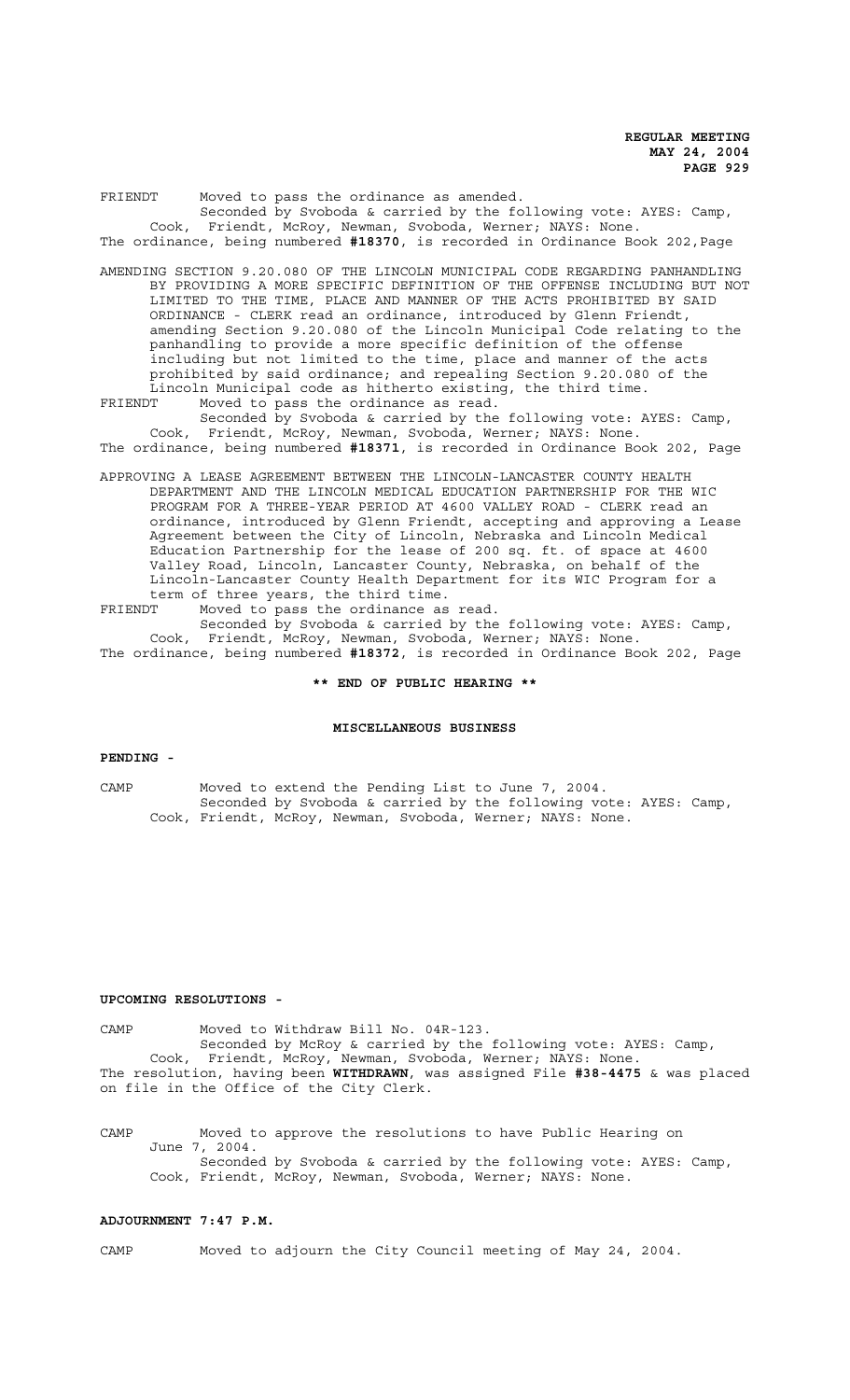FRIENDT Moved to pass the ordinance as amended.
Seconded by Svoboda & carried by the following vote: AYES: Camp, Cook, Friendt, McRoy, Newman, Svoboda, Werner; NAYS: None.
The ordinance, being numbered **#18370**, is recorded in Ordinance Book 202,Page

AMENDING SECTION 9.20.080 OF THE LINCOLN MUNICIPAL CODE REGARDING PANHANDLING BY PROVIDING A MORE SPECIFIC DEFINITION OF THE OFFENSE INCLUDING BUT NOT LIMITED TO THE TIME, PLACE AND MANNER OF THE ACTS PROHIBITED BY SAID ORDINANCE - CLERK read an ordinance, introduced by Glenn Friendt, amending Section 9.20.080 of the Lincoln Municipal Code relating to the panhandling to provide a more specific definition of the offense including but not limited to the time, place and manner of the acts prohibited by said ordinance; and repealing Section 9.20.080 of the Lincoln Municipal code as hitherto existing, the third time.

FRIENDT Moved to pass the ordinance as read.
Seconded by Svoboda & carried by the following vote: AYES: Camp, Cook, Friendt, McRoy, Newman, Svoboda, Werner; NAYS: None.
The ordinance, being numbered **#18371**, is recorded in Ordinance Book 202, Page

APPROVING A LEASE AGREEMENT BETWEEN THE LINCOLN-LANCASTER COUNTY HEALTH DEPARTMENT AND THE LINCOLN MEDICAL EDUCATION PARTNERSHIP FOR THE WIC PROGRAM FOR A THREE-YEAR PERIOD AT 4600 VALLEY ROAD - CLERK read an ordinance, introduced by Glenn Friendt, accepting and approving a Lease Agreement between the City of Lincoln, Nebraska and Lincoln Medical Education Partnership for the lease of 200 sq. ft. of space at 4600 Valley Road, Lincoln, Lancaster County, Nebraska, on behalf of the Lincoln-Lancaster County Health Department for its WIC Program for a term of three years, the third time.

FRIENDT Moved to pass the ordinance as read.
Seconded by Svoboda & carried by the following vote: AYES: Camp, Cook, Friendt, McRoy, Newman, Svoboda, Werner; NAYS: None.
The ordinance, being numbered **#18372**, is recorded in Ordinance Book 202, Page

**\*\* END OF PUBLIC HEARING \*\***

**MISCELLANEOUS BUSINESS**

**PENDING -**

CAMP Moved to extend the Pending List to June 7, 2004.
Seconded by Svoboda & carried by the following vote: AYES: Camp, Cook, Friendt, McRoy, Newman, Svoboda, Werner; NAYS: None.

**UPCOMING RESOLUTIONS -**

CAMP Moved to Withdraw Bill No. 04R-123.
Seconded by McRoy & carried by the following vote: AYES: Camp, Cook, Friendt, McRoy, Newman, Svoboda, Werner; NAYS: None.
The resolution, having been **WITHDRAWN**, was assigned File **#38-4475** & was placed on file in the Office of the City Clerk.

CAMP Moved to approve the resolutions to have Public Hearing on June 7, 2004.
Seconded by Svoboda & carried by the following vote: AYES: Camp, Cook, Friendt, McRoy, Newman, Svoboda, Werner; NAYS: None.

**ADJOURNMENT 7:47 P.M.**

CAMP Moved to adjourn the City Council meeting of May 24, 2004.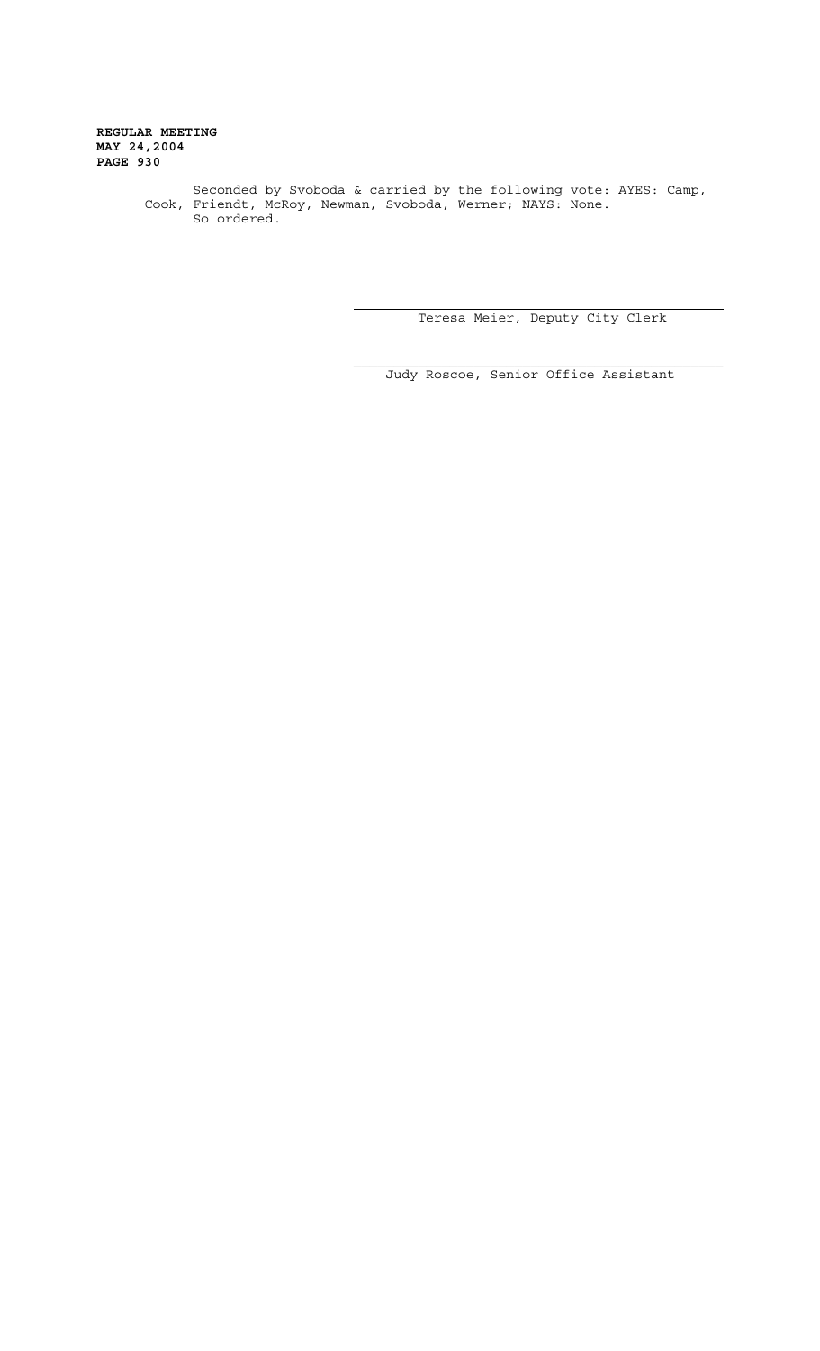Seconded by Svoboda & carried by the following vote: AYES: Camp, Cook, Friendt, McRoy, Newman, Svoboda, Werner; NAYS: None.
So ordered.

\_\_\_\_\_\_\_\_\_\_\_\_\_\_\_\_\_\_\_\_\_\_\_\_\_\_\_\_\_\_\_\_\_\_\_\_\_\_\_\_\_\_\_\_\_\_

Teresa Meier, Deputy City Clerk

\_\_\_\_\_\_\_\_\_\_\_\_\_\_\_\_\_\_\_\_\_\_\_\_\_\_\_\_\_\_\_\_\_\_\_\_\_\_\_\_\_\_\_\_\_\_

Judy Roscoe, Senior Office Assistant